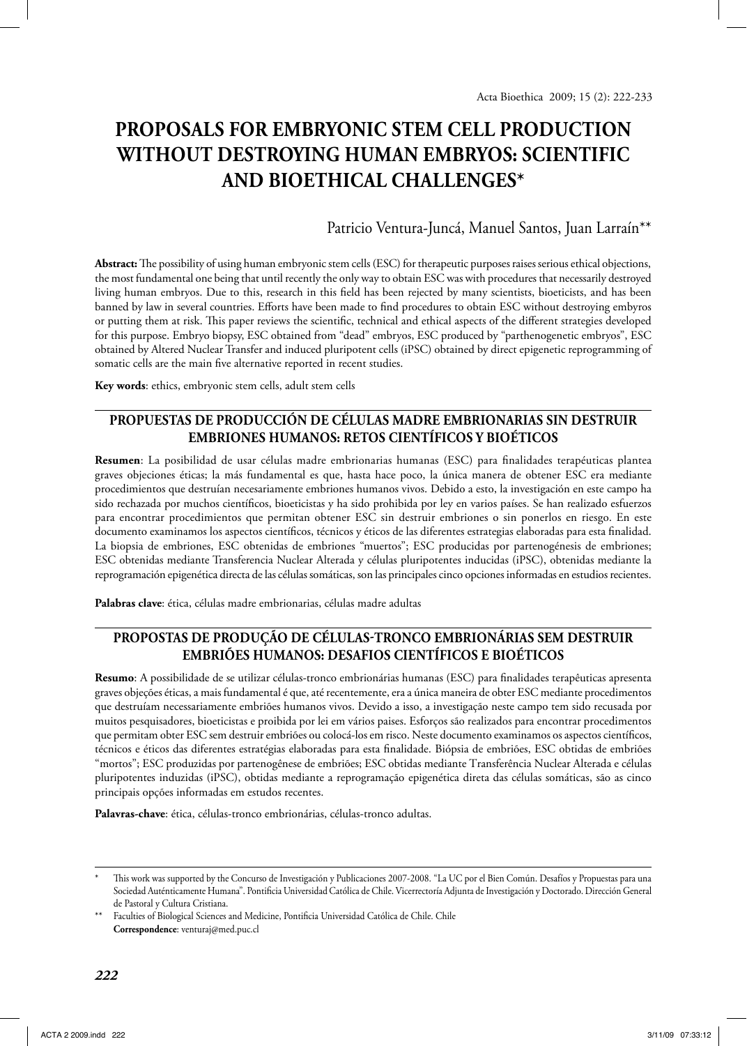# PROPOSALS FOR EMBRYONIC STEM CELL PRODUCTION WITHOUT DESTROYING HUMAN EMBRYOS: SCIENTIFIC AND BIOETHICAL CHALLENGES*

Patricio Ventura-Juncá, Manuel Santos, Juan Larraín**

**Abstract:** The possibility of using human embryonic stem cells (ESC) for therapeutic purposes raises serious ethical objections, the most fundamental one being that until recently the only way to obtain ESC was with procedures that necessarily destroyed living human embryos. Due to this, research in this field has been rejected by many scientists, bioeticists, and has been banned by law in several countries. Efforts have been made to find procedures to obtain ESC without destroying embyros or putting them at risk. This paper reviews the scientific, technical and ethical aspects of the different strategies developed for this purpose. Embryo biopsy, ESC obtained from "dead" embryos, ESC produced by "parthenogenetic embryos", ESC obtained by Altered Nuclear Transfer and induced pluripotent cells (iPSC) obtained by direct epigenetic reprogramming of somatic cells are the main five alternative reported in recent studies.

**Key words**: ethics, embryonic stem cells, adult stem cells

## PROPUESTAS DE PRODUCCIÓN DE CÉLULAS MADRE EMBRIONARIAS SIN DESTRUIR EMBRIONES HUMANOS: RETOS CIENTÍFICOS Y BIOÉTICOS

**Resumen**: La posibilidad de usar células madre embrionarias humanas (ESC) para finalidades terapéuticas plantea graves objeciones éticas; la más fundamental es que, hasta hace poco, la única manera de obtener ESC era mediante procedimientos que destruían necesariamente embriones humanos vivos. Debido a esto, la investigación en este campo ha sido rechazada por muchos científicos, bioeticistas y ha sido prohibida por ley en varios países. Se han realizado esfuerzos para encontrar procedimientos que permitan obtener ESC sin destruir embriones o sin ponerlos en riesgo. En este documento examinamos los aspectos científicos, técnicos y éticos de las diferentes estrategias elaboradas para esta finalidad. La biopsia de embriones, ESC obtenidas de embriones "muertos"; ESC producidas por partenogénesis de embriones; ESC obtenidas mediante Transferencia Nuclear Alterada y células pluripotentes inducidas (iPSC), obtenidas mediante la reprogramación epigenética directa de las células somáticas, son las principales cinco opciones informadas en estudios recientes.

**Palabras clave**: ética, células madre embrionarias, células madre adultas

## PROPOSTAS DE PRODUÇÃO DE CÉLULAS-TRONCO EMBRIONÁRIAS SEM DESTRUIR EMBRIÕES HUMANOS: DESAFIOS CIENTÍFICOS E BIOÉTICOS

**Resumo**: A possibilidade de se utilizar células-tronco embrionárias humanas (ESC) para finalidades terapêuticas apresenta graves objeções éticas, a mais fundamental é que, até recentemente, era a única maneira de obter ESC mediante procedimentos que destruíam necessariamente embriões humanos vivos. Devido a isso, a investigação neste campo tem sido recusada por muitos pesquisadores, bioeticistas e proibida por lei em vários paises. Esforços são realizados para encontrar procedimentos que permitam obter ESC sem destruir embriões ou colocá-los em risco. Neste documento examinamos os aspectos científicos, técnicos e éticos das diferentes estratégias elaboradas para esta finalidade. Biópsia de embriões, ESC obtidas de embriões "mortos"; ESC produzidas por partenogênese de embriões; ESC obtidas mediante Transferência Nuclear Alterada e células pluripotentes induzidas (iPSC), obtidas mediante a reprogramação epigenética direta das células somáticas, são as cinco principais opções informadas em estudos recentes.

**Palavras-chave**: ética, células-tronco embrionárias, células-tronco adultas.

---

\* This work was supported by the Concurso de Investigación y Publicaciones 2007-2008. "La UC por el Bien Común. Desafíos y Propuestas para una Sociedad Auténticamente Humana". Pontificia Universidad Católica de Chile. Vicerrectoría Adjunta de Investigación y Doctorado. Dirección General de Pastoral y Cultura Cristiana.

\*\* Faculties of Biological Sciences and Medicine, Pontificia Universidad Católica de Chile. Chile
**Correspondence**: venturaj@med.puc.cl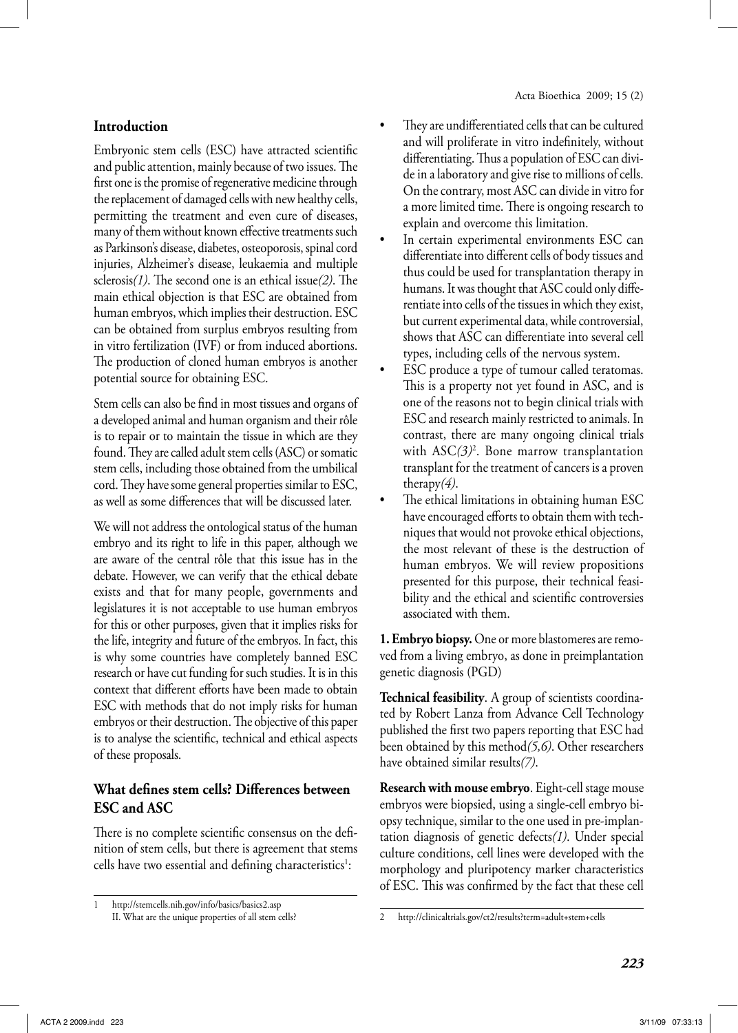## Introduction

Embryonic stem cells (ESC) have attracted scientific and public attention, mainly because of two issues. The first one is the promise of regenerative medicine through the replacement of damaged cells with new healthy cells, permitting the treatment and even cure of diseases, many of them without known effective treatments such as Parkinson's disease, diabetes, osteoporosis, spinal cord injuries, Alzheimer's disease, leukaemia and multiple sclerosis*(1)*. The second one is an ethical issue*(2)*. The main ethical objection is that ESC are obtained from human embryos, which implies their destruction. ESC can be obtained from surplus embryos resulting from in vitro fertilization (IVF) or from induced abortions. The production of cloned human embryos is another potential source for obtaining ESC.

Stem cells can also be find in most tissues and organs of a developed animal and human organism and their rôle is to repair or to maintain the tissue in which are they found. They are called adult stem cells (ASC) or somatic stem cells, including those obtained from the umbilical cord. They have some general properties similar to ESC, as well as some differences that will be discussed later.

We will not address the ontological status of the human embryo and its right to life in this paper, although we are aware of the central rôle that this issue has in the debate. However, we can verify that the ethical debate exists and that for many people, governments and legislatures it is not acceptable to use human embryos for this or other purposes, given that it implies risks for the life, integrity and future of the embryos. In fact, this is why some countries have completely banned ESC research or have cut funding for such studies. It is in this context that different efforts have been made to obtain ESC with methods that do not imply risks for human embryos or their destruction. The objective of this paper is to analyse the scientific, technical and ethical aspects of these proposals.

## What defines stem cells? Differences between ESC and ASC

There is no complete scientific consensus on the definition of stem cells, but there is agreement that stems cells have two essential and defining characteristics[1]:

- They are undifferentiated cells that can be cultured and will proliferate in vitro indefinitely, without differentiating. Thus a population of ESC can divide in a laboratory and give rise to millions of cells. On the contrary, most ASC can divide in vitro for a more limited time. There is ongoing research to explain and overcome this limitation.
- In certain experimental environments ESC can differentiate into different cells of body tissues and thus could be used for transplantation therapy in humans. It was thought that ASC could only differentiate into cells of the tissues in which they exist, but current experimental data, while controversial, shows that ASC can differentiate into several cell types, including cells of the nervous system.
- ESC produce a type of tumour called teratomas. This is a property not yet found in ASC, and is one of the reasons not to begin clinical trials with ESC and research mainly restricted to animals. In contrast, there are many ongoing clinical trials with ASC*(3)*[2]. Bone marrow transplantation transplant for the treatment of cancers is a proven therapy*(4)*.
- The ethical limitations in obtaining human ESC have encouraged efforts to obtain them with techniques that would not provoke ethical objections, the most relevant of these is the destruction of human embryos. We will review propositions presented for this purpose, their technical feasibility and the ethical and scientific controversies associated with them.

**1. Embryo biopsy.** One or more blastomeres are removed from a living embryo, as done in preimplantation genetic diagnosis (PGD)

**Technical feasibility**. A group of scientists coordinated by Robert Lanza from Advance Cell Technology published the first two papers reporting that ESC had been obtained by this method*(5,6)*. Other researchers have obtained similar results*(7)*.

**Research with mouse embryo**. Eight-cell stage mouse embryos were biopsied, using a single-cell embryo biopsy technique, similar to the one used in pre-implantation diagnosis of genetic defects*(1)*. Under special culture conditions, cell lines were developed with the morphology and pluripotency marker characteristics of ESC. This was confirmed by the fact that these cell

---

1 http://stemcells.nih.gov/info/basics/basics2.asp II. What are the unique properties of all stem cells?

2 http://clinicaltrials.gov/ct2/results?term=adult+stem+cells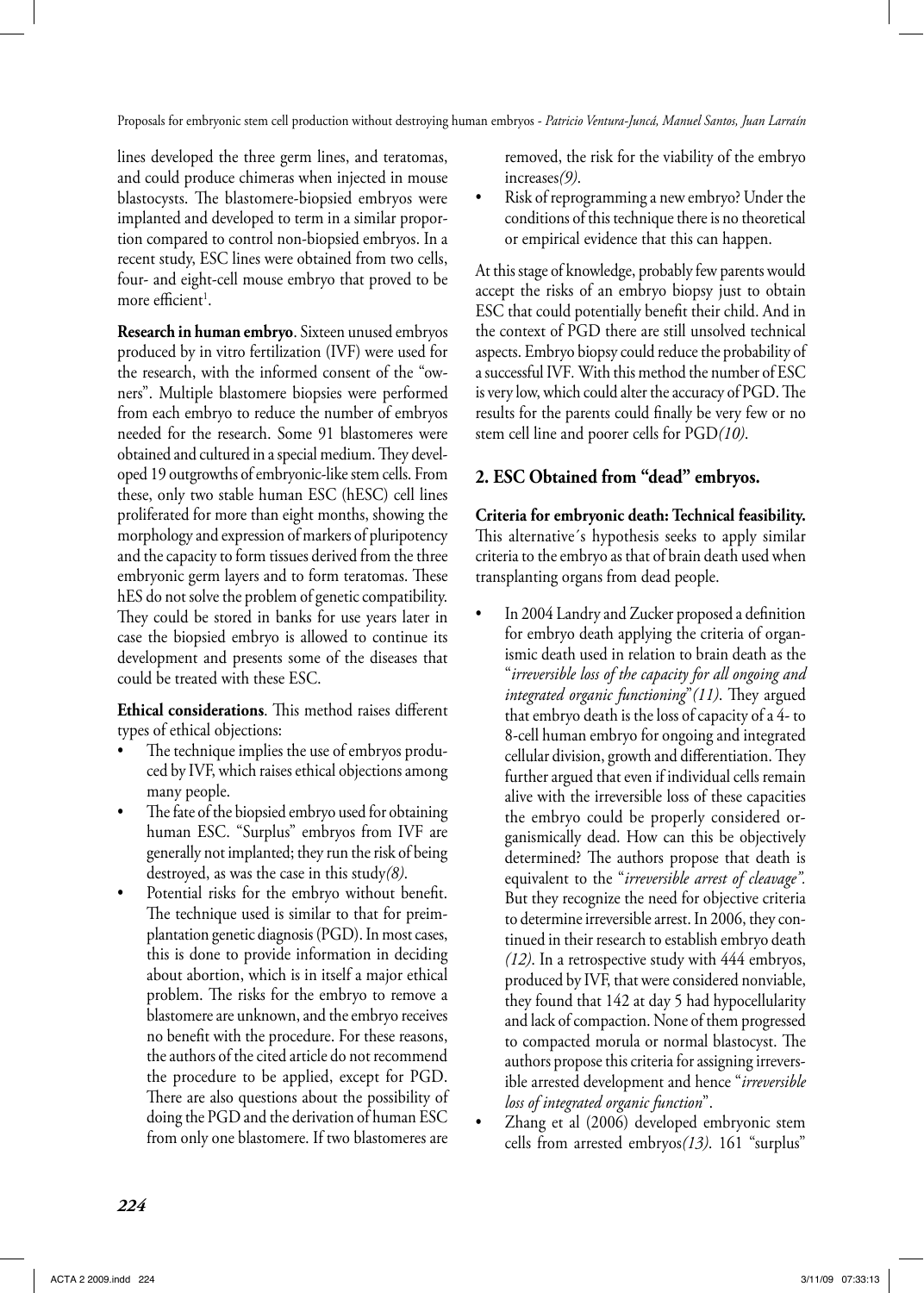lines developed the three germ lines, and teratomas, and could produce chimeras when injected in mouse blastocysts. The blastomere-biopsied embryos were implanted and developed to term in a similar proportion compared to control non-biopsied embryos. In a recent study, ESC lines were obtained from two cells, four- and eight-cell mouse embryo that proved to be more efficient[1].

**Research in human embryo**. Sixteen unused embryos produced by in vitro fertilization (IVF) were used for the research, with the informed consent of the "owners". Multiple blastomere biopsies were performed from each embryo to reduce the number of embryos needed for the research. Some 91 blastomeres were obtained and cultured in a special medium. They developed 19 outgrowths of embryonic-like stem cells. From these, only two stable human ESC (hESC) cell lines proliferated for more than eight months, showing the morphology and expression of markers of pluripotency and the capacity to form tissues derived from the three embryonic germ layers and to form teratomas. These hES do not solve the problem of genetic compatibility. They could be stored in banks for use years later in case the biopsied embryo is allowed to continue its development and presents some of the diseases that could be treated with these ESC.

**Ethical considerations**. This method raises different types of ethical objections:

- The technique implies the use of embryos produced by IVF, which raises ethical objections among many people.
- The fate of the biopsied embryo used for obtaining human ESC. "Surplus" embryos from IVF are generally not implanted; they run the risk of being destroyed, as was the case in this study*(8)*.
- Potential risks for the embryo without benefit. The technique used is similar to that for preimplantation genetic diagnosis (PGD). In most cases, this is done to provide information in deciding about abortion, which is in itself a major ethical problem. The risks for the embryo to remove a blastomere are unknown, and the embryo receives no benefit with the procedure. For these reasons, the authors of the cited article do not recommend the procedure to be applied, except for PGD. There are also questions about the possibility of doing the PGD and the derivation of human ESC from only one blastomere. If two blastomeres are removed, the risk for the viability of the embryo increases*(9)*.
- Risk of reprogramming a new embryo? Under the conditions of this technique there is no theoretical or empirical evidence that this can happen.

At this stage of knowledge, probably few parents would accept the risks of an embryo biopsy just to obtain ESC that could potentially benefit their child. And in the context of PGD there are still unsolved technical aspects. Embryo biopsy could reduce the probability of a successful IVF. With this method the number of ESC is very low, which could alter the accuracy of PGD. The results for the parents could finally be very few or no stem cell line and poorer cells for PGD*(10)*.

## 2. ESC Obtained from "dead" embryos.

**Criteria for embryonic death: Technical feasibility.** This alternative´s hypothesis seeks to apply similar criteria to the embryo as that of brain death used when transplanting organs from dead people.

- In 2004 Landry and Zucker proposed a definition for embryo death applying the criteria of organismic death used in relation to brain death as the "*irreversible loss of the capacity for all ongoing and integrated organic functioning*"*(11)*. They argued that embryo death is the loss of capacity of a 4- to 8-cell human embryo for ongoing and integrated cellular division, growth and differentiation. They further argued that even if individual cells remain alive with the irreversible loss of these capacities the embryo could be properly considered organismically dead. How can this be objectively determined? The authors propose that death is equivalent to the "*irreversible arrest of cleavage".* But they recognize the need for objective criteria to determine irreversible arrest. In 2006, they continued in their research to establish embryo death *(12)*. In a retrospective study with 444 embryos, produced by IVF, that were considered nonviable, they found that 142 at day 5 had hypocellularity and lack of compaction. None of them progressed to compacted morula or normal blastocyst. The authors propose this criteria for assigning irreversible arrested development and hence "*irreversible loss of integrated organic function*".
- Zhang et al (2006) developed embryonic stem cells from arrested embryos*(13)*. 161 "surplus"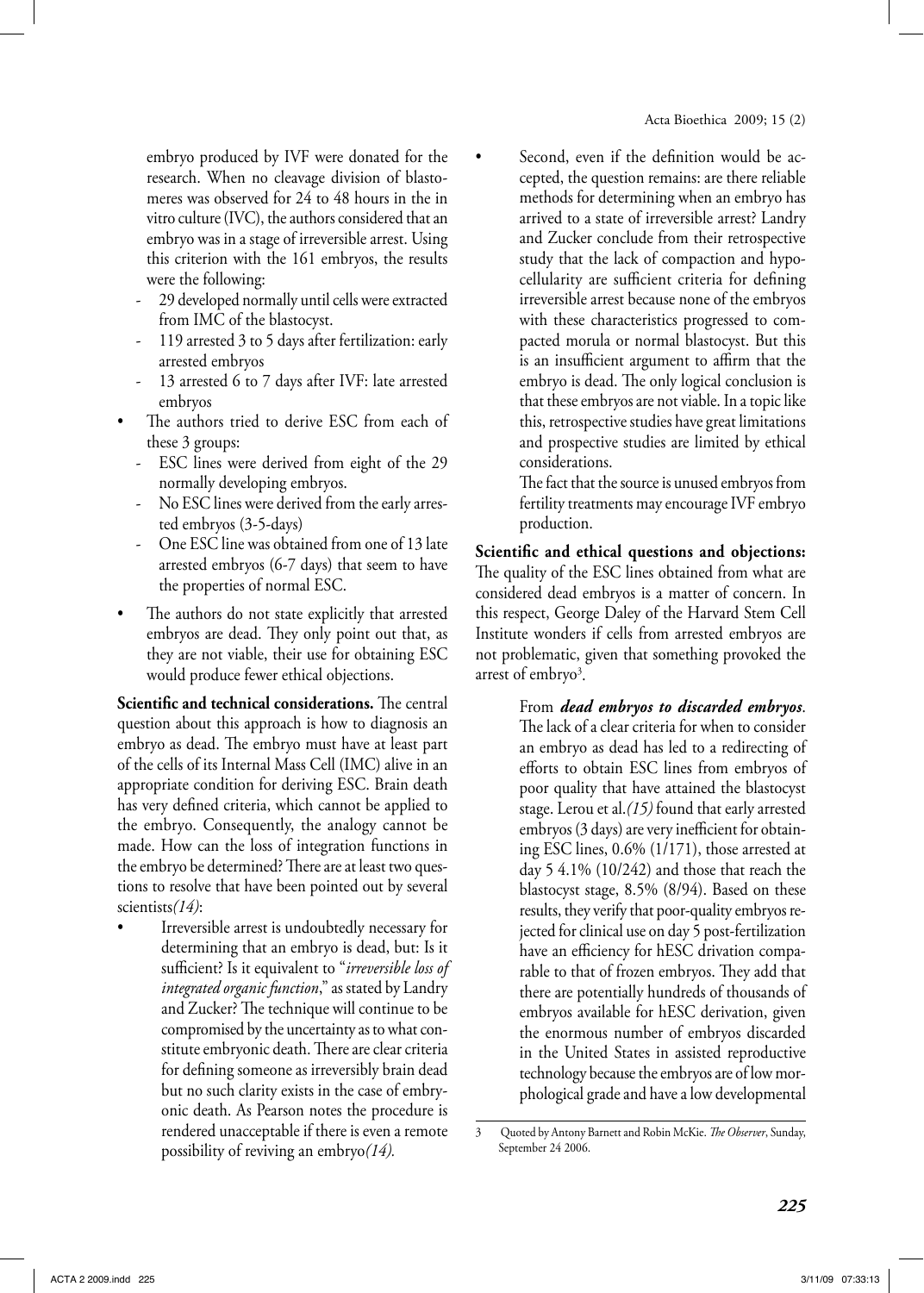embryo produced by IVF were donated for the research. When no cleavage division of blastomeres was observed for 24 to 48 hours in the in vitro culture (IVC), the authors considered that an embryo was in a stage of irreversible arrest. Using this criterion with the 161 embryos, the results were the following:

- 29 developed normally until cells were extracted from IMC of the blastocyst.
- 119 arrested 3 to 5 days after fertilization: early arrested embryos
- 13 arrested 6 to 7 days after IVF: late arrested embryos

- The authors tried to derive ESC from each of these 3 groups:
  - ESC lines were derived from eight of the 29 normally developing embryos.
  - No ESC lines were derived from the early arrested embryos (3-5-days)
  - One ESC line was obtained from one of 13 late arrested embryos (6-7 days) that seem to have the properties of normal ESC.
- The authors do not state explicitly that arrested embryos are dead. They only point out that, as they are not viable, their use for obtaining ESC would produce fewer ethical objections.

**Scientific and technical considerations.** The central question about this approach is how to diagnosis an embryo as dead. The embryo must have at least part of the cells of its Internal Mass Cell (IMC) alive in an appropriate condition for deriving ESC. Brain death has very defined criteria, which cannot be applied to the embryo. Consequently, the analogy cannot be made. How can the loss of integration functions in the embryo be determined? There are at least two questions to resolve that have been pointed out by several scientists*(14)*:

- Irreversible arrest is undoubtedly necessary for determining that an embryo is dead, but: Is it sufficient? Is it equivalent to "*irreversible loss of integrated organic function*," as stated by Landry and Zucker? The technique will continue to be compromised by the uncertainty as to what constitute embryonic death. There are clear criteria for defining someone as irreversibly brain dead but no such clarity exists in the case of embryonic death. As Pearson notes the procedure is rendered unacceptable if there is even a remote possibility of reviving an embryo*(14).*
- Second, even if the definition would be accepted, the question remains: are there reliable methods for determining when an embryo has arrived to a state of irreversible arrest? Landry and Zucker conclude from their retrospective study that the lack of compaction and hypocellularity are sufficient criteria for defining irreversible arrest because none of the embryos with these characteristics progressed to compacted morula or normal blastocyst. But this is an insufficient argument to affirm that the embryo is dead. The only logical conclusion is that these embryos are not viable. In a topic like this, retrospective studies have great limitations and prospective studies are limited by ethical considerations.

  The fact that the source is unused embryos from fertility treatments may encourage IVF embryo production.

**Scientific and ethical questions and objections:** The quality of the ESC lines obtained from what are considered dead embryos is a matter of concern. In this respect, George Daley of the Harvard Stem Cell Institute wonders if cells from arrested embryos are not problematic, given that something provoked the arrest of embryo[3].

From ***dead embryos to discarded embryos***. The lack of a clear criteria for when to consider an embryo as dead has led to a redirecting of efforts to obtain ESC lines from embryos of poor quality that have attained the blastocyst stage. Lerou et al.*(15)* found that early arrested embryos (3 days) are very inefficient for obtaining ESC lines, 0.6% (1/171), those arrested at day 5 4.1% (10/242) and those that reach the blastocyst stage, 8.5% (8/94). Based on these results, they verify that poor-quality embryos rejected for clinical use on day 5 post-fertilization have an efficiency for hESC drivation comparable to that of frozen embryos. They add that there are potentially hundreds of thousands of embryos available for hESC derivation, given the enormous number of embryos discarded in the United States in assisted reproductive technology because the embryos are of low morphological grade and have a low developmental

3 Quoted by Antony Barnett and Robin McKie. *The Observer*, Sunday, September 24 2006.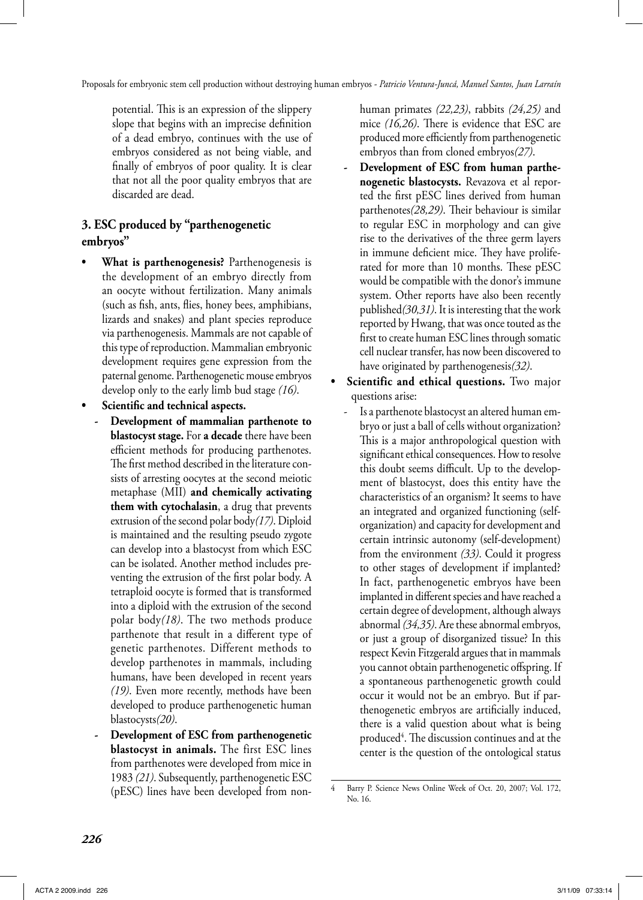potential. This is an expression of the slippery slope that begins with an imprecise definition of a dead embryo, continues with the use of embryos considered as not being viable, and finally of embryos of poor quality. It is clear that not all the poor quality embryos that are discarded are dead.

## 3. ESC produced by "parthenogenetic embryos"

- **What is parthenogenesis?** Parthenogenesis is the development of an embryo directly from an oocyte without fertilization. Many animals (such as fish, ants, flies, honey bees, amphibians, lizards and snakes) and plant species reproduce via parthenogenesis. Mammals are not capable of this type of reproduction. Mammalian embryonic development requires gene expression from the paternal genome. Parthenogenetic mouse embryos develop only to the early limb bud stage *(16)*.
- **Scientific and technical aspects.**
  - **Development of mammalian parthenote to blastocyst stage.** For **a decade** there have been efficient methods for producing parthenotes. The first method described in the literature consists of arresting oocytes at the second meiotic metaphase (MII) **and chemically activating them with cytochalasin**, a drug that prevents extrusion of the second polar body*(17)*. Diploid is maintained and the resulting pseudo zygote can develop into a blastocyst from which ESC can be isolated. Another method includes preventing the extrusion of the first polar body. A tetraploid oocyte is formed that is transformed into a diploid with the extrusion of the second polar body*(18)*. The two methods produce parthenote that result in a different type of genetic parthenotes. Different methods to develop parthenotes in mammals, including humans, have been developed in recent years *(19)*. Even more recently, methods have been developed to produce parthenogenetic human blastocysts*(20)*.
  - **Development of ESC from parthenogenetic blastocyst in animals.** The first ESC lines from parthenotes were developed from mice in 1983 *(21)*. Subsequently, parthenogenetic ESC (pESC) lines have been developed from non-human primates *(22,23)*, rabbits *(24,25)* and mice *(16,26)*. There is evidence that ESC are produced more efficiently from parthenogenetic embryos than from cloned embryos*(27)*.
  - **Development of ESC from human parthenogenetic blastocysts.** Revazova et al reported the first pESC lines derived from human parthenotes*(28,29)*. Their behaviour is similar to regular ESC in morphology and can give rise to the derivatives of the three germ layers in immune deficient mice. They have proliferated for more than 10 months. These pESC would be compatible with the donor's immune system. Other reports have also been recently published*(30,31)*. It is interesting that the work reported by Hwang, that was once touted as the first to create human ESC lines through somatic cell nuclear transfer, has now been discovered to have originated by parthenogenesis*(32)*.
- **Scientific and ethical questions.** Two major questions arise:
  - Is a parthenote blastocyst an altered human embryo or just a ball of cells without organization? This is a major anthropological question with significant ethical consequences. How to resolve this doubt seems difficult. Up to the development of blastocyst, does this entity have the characteristics of an organism? It seems to have an integrated and organized functioning (self-organization) and capacity for development and certain intrinsic autonomy (self-development) from the environment *(33)*. Could it progress to other stages of development if implanted? In fact, parthenogenetic embryos have been implanted in different species and have reached a certain degree of development, although always abnormal *(34,35)*. Are these abnormal embryos, or just a group of disorganized tissue? In this respect Kevin Fitzgerald argues that in mammals you cannot obtain parthenogenetic offspring. If a spontaneous parthenogenetic growth could occur it would not be an embryo. But if parthenogenetic embryos are artificially induced, there is a valid question about what is being produced[4]. The discussion continues and at the center is the question of the ontological status

[4] Barry P. Science News Online Week of Oct. 20, 2007; Vol. 172, No. 16.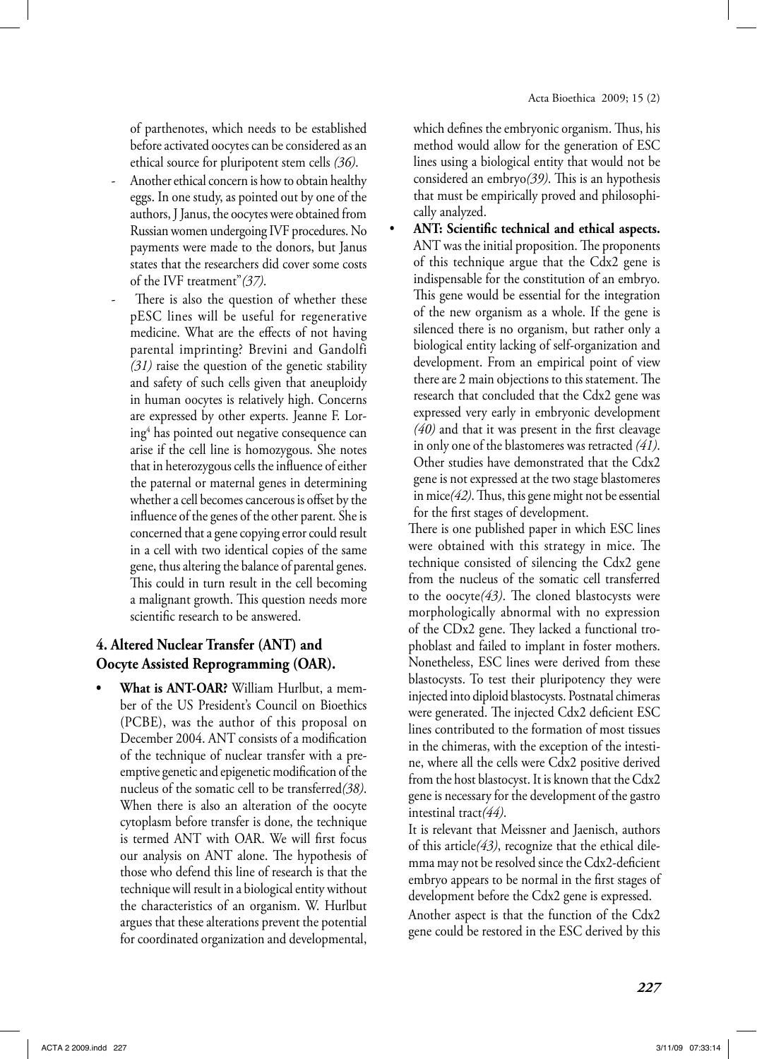of parthenotes, which needs to be established before activated oocytes can be considered as an ethical source for pluripotent stem cells *(36)*.

- Another ethical concern is how to obtain healthy eggs. In one study, as pointed out by one of the authors, J Janus, the oocytes were obtained from Russian women undergoing IVF procedures. No payments were made to the donors, but Janus states that the researchers did cover some costs of the IVF treatment"*(37)*.
- There is also the question of whether these pESC lines will be useful for regenerative medicine. What are the effects of not having parental imprinting? Brevini and Gandolfi *(31)* raise the question of the genetic stability and safety of such cells given that aneuploidy in human oocytes is relatively high. Concerns are expressed by other experts. Jeanne F. Loring[4] has pointed out negative consequence can arise if the cell line is homozygous. She notes that in heterozygous cells the influence of either the paternal or maternal genes in determining whether a cell becomes cancerous is offset by the influence of the genes of the other parent. She is concerned that a gene copying error could result in a cell with two identical copies of the same gene, thus altering the balance of parental genes. This could in turn result in the cell becoming a malignant growth. This question needs more scientific research to be answered.

## 4. Altered Nuclear Transfer (ANT) and Oocyte Assisted Reprogramming (OAR).

- **What is ANT-OAR?** William Hurlbut, a member of the US President's Council on Bioethics (PCBE), was the author of this proposal on December 2004. ANT consists of a modification of the technique of nuclear transfer with a preemptive genetic and epigenetic modification of the nucleus of the somatic cell to be transferred*(38)*. When there is also an alteration of the oocyte cytoplasm before transfer is done, the technique is termed ANT with OAR. We will first focus our analysis on ANT alone. The hypothesis of those who defend this line of research is that the technique will result in a biological entity without the characteristics of an organism. W. Hurlbut argues that these alterations prevent the potential for coordinated organization and developmental, which defines the embryonic organism. Thus, his method would allow for the generation of ESC lines using a biological entity that would not be considered an embryo*(39)*. This is an hypothesis that must be empirically proved and philosophically analyzed.
- **ANT: Scientific technical and ethical aspects.** ANT was the initial proposition. The proponents of this technique argue that the Cdx2 gene is indispensable for the constitution of an embryo. This gene would be essential for the integration of the new organism as a whole. If the gene is silenced there is no organism, but rather only a biological entity lacking of self-organization and development. From an empirical point of view there are 2 main objections to this statement. The research that concluded that the Cdx2 gene was expressed very early in embryonic development *(40)* and that it was present in the first cleavage in only one of the blastomeres was retracted *(41)*. Other studies have demonstrated that the Cdx2 gene is not expressed at the two stage blastomeres in mice*(42)*. Thus, this gene might not be essential for the first stages of development.

  There is one published paper in which ESC lines were obtained with this strategy in mice. The technique consisted of silencing the Cdx2 gene from the nucleus of the somatic cell transferred to the oocyte*(43)*. The cloned blastocysts were morphologically abnormal with no expression of the CDx2 gene. They lacked a functional trophoblast and failed to implant in foster mothers. Nonetheless, ESC lines were derived from these blastocysts. To test their pluripotency they were injected into diploid blastocysts. Postnatal chimeras were generated. The injected Cdx2 deficient ESC lines contributed to the formation of most tissues in the chimeras, with the exception of the intestine, where all the cells were Cdx2 positive derived from the host blastocyst. It is known that the Cdx2 gene is necessary for the development of the gastro intestinal tract*(44)*.

  It is relevant that Meissner and Jaenisch, authors of this article*(43)*, recognize that the ethical dilemma may not be resolved since the Cdx2-deficient embryo appears to be normal in the first stages of development before the Cdx2 gene is expressed.

  Another aspect is that the function of the Cdx2 gene could be restored in the ESC derived by this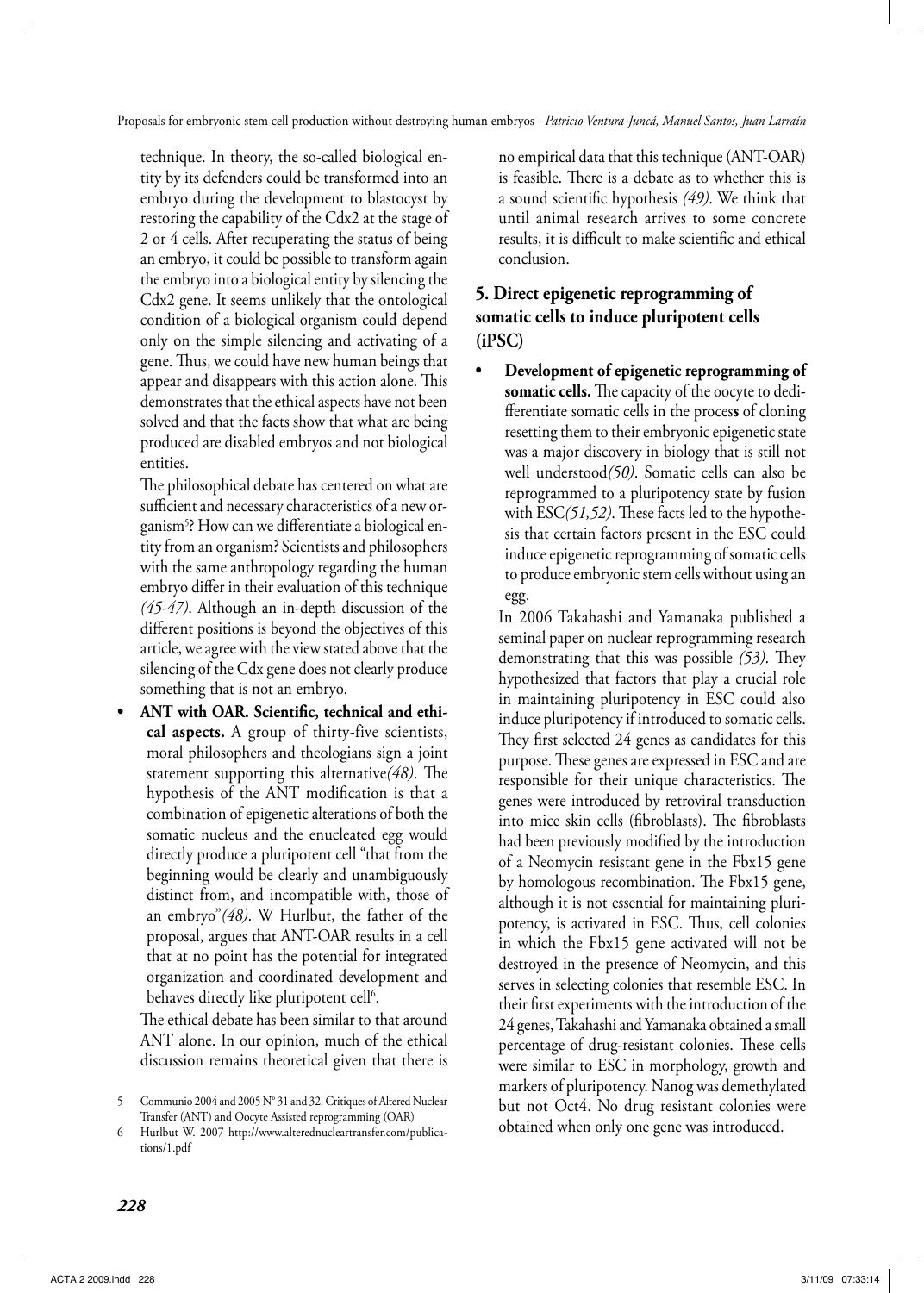technique. In theory, the so-called biological entity by its defenders could be transformed into an embryo during the development to blastocyst by restoring the capability of the Cdx2 at the stage of 2 or 4 cells. After recuperating the status of being an embryo, it could be possible to transform again the embryo into a biological entity by silencing the Cdx2 gene. It seems unlikely that the ontological condition of a biological organism could depend only on the simple silencing and activating of a gene. Thus, we could have new human beings that appear and disappears with this action alone. This demonstrates that the ethical aspects have not been solved and that the facts show that what are being produced are disabled embryos and not biological entities.

The philosophical debate has centered on what are sufficient and necessary characteristics of a new organism[5]? How can we differentiate a biological entity from an organism? Scientists and philosophers with the same anthropology regarding the human embryo differ in their evaluation of this technique *(45-47)*. Although an in-depth discussion of the different positions is beyond the objectives of this article, we agree with the view stated above that the silencing of the Cdx gene does not clearly produce something that is not an embryo.

- **ANT with OAR. Scientific, technical and ethical aspects.** A group of thirty-five scientists, moral philosophers and theologians sign a joint statement supporting this alternative*(48)*. The hypothesis of the ANT modification is that a combination of epigenetic alterations of both the somatic nucleus and the enucleated egg would directly produce a pluripotent cell "that from the beginning would be clearly and unambiguously distinct from, and incompatible with, those of an embryo"*(48)*. W Hurlbut, the father of the proposal, argues that ANT-OAR results in a cell that at no point has the potential for integrated organization and coordinated development and behaves directly like pluripotent cell[6].

The ethical debate has been similar to that around ANT alone. In our opinion, much of the ethical discussion remains theoretical given that there is no empirical data that this technique (ANT-OAR) is feasible. There is a debate as to whether this is a sound scientific hypothesis *(49)*. We think that until animal research arrives to some concrete results, it is difficult to make scientific and ethical conclusion.

## 5. Direct epigenetic reprogramming of somatic cells to induce pluripotent cells (iPSC)

- **Development of epigenetic reprogramming of somatic cells.** The capacity of the oocyte to dedifferentiate somatic cells in the process of cloning resetting them to their embryonic epigenetic state was a major discovery in biology that is still not well understood*(50)*. Somatic cells can also be reprogrammed to a pluripotency state by fusion with ESC*(51,52)*. These facts led to the hypothesis that certain factors present in the ESC could induce epigenetic reprogramming of somatic cells to produce embryonic stem cells without using an egg.

In 2006 Takahashi and Yamanaka published a seminal paper on nuclear reprogramming research demonstrating that this was possible *(53)*. They hypothesized that factors that play a crucial role in maintaining pluripotency in ESC could also induce pluripotency if introduced to somatic cells. They first selected 24 genes as candidates for this purpose. These genes are expressed in ESC and are responsible for their unique characteristics. The genes were introduced by retroviral transduction into mice skin cells (fibroblasts). The fibroblasts had been previously modified by the introduction of a Neomycin resistant gene in the Fbx15 gene by homologous recombination. The Fbx15 gene, although it is not essential for maintaining pluripotency, is activated in ESC. Thus, cell colonies in which the Fbx15 gene activated will not be destroyed in the presence of Neomycin, and this serves in selecting colonies that resemble ESC. In their first experiments with the introduction of the 24 genes, Takahashi and Yamanaka obtained a small percentage of drug-resistant colonies. These cells were similar to ESC in morphology, growth and markers of pluripotency. Nanog was demethylated but not Oct4. No drug resistant colonies were obtained when only one gene was introduced.

---

5 Communio 2004 and 2005 N° 31 and 32. Critiques of Altered Nuclear Transfer (ANT) and Oocyte Assisted reprogramming (OAR)

6 Hurlbut W. 2007 http://www.alterednucleartransfer.com/publications/1.pdf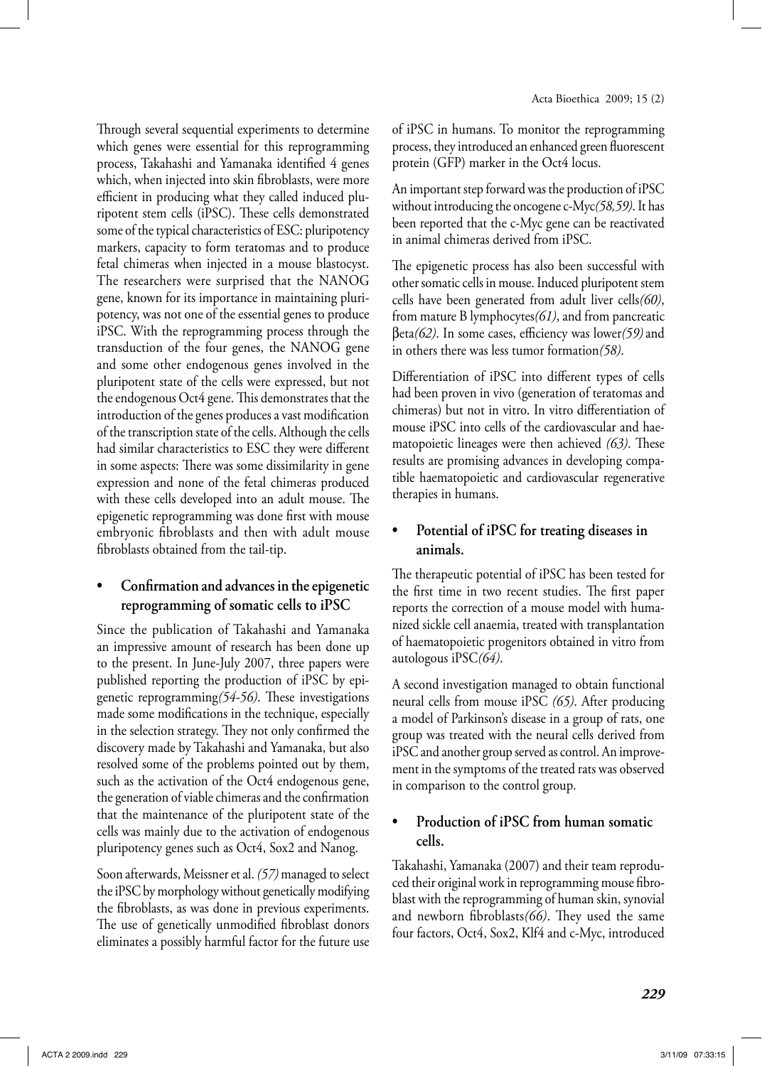Through several sequential experiments to determine which genes were essential for this reprogramming process, Takahashi and Yamanaka identified 4 genes which, when injected into skin fibroblasts, were more efficient in producing what they called induced pluripotent stem cells (iPSC). These cells demonstrated some of the typical characteristics of ESC: pluripotency markers, capacity to form teratomas and to produce fetal chimeras when injected in a mouse blastocyst. The researchers were surprised that the NANOG gene, known for its importance in maintaining pluripotency, was not one of the essential genes to produce iPSC. With the reprogramming process through the transduction of the four genes, the NANOG gene and some other endogenous genes involved in the pluripotent state of the cells were expressed, but not the endogenous Oct4 gene. This demonstrates that the introduction of the genes produces a vast modification of the transcription state of the cells. Although the cells had similar characteristics to ESC they were different in some aspects: There was some dissimilarity in gene expression and none of the fetal chimeras produced with these cells developed into an adult mouse. The epigenetic reprogramming was done first with mouse embryonic fibroblasts and then with adult mouse fibroblasts obtained from the tail-tip.

- **Confirmation and advances in the epigenetic reprogramming of somatic cells to iPSC**

Since the publication of Takahashi and Yamanaka an impressive amount of research has been done up to the present. In June-July 2007, three papers were published reporting the production of iPSC by epigenetic reprogramming*(54-56)*. These investigations made some modifications in the technique, especially in the selection strategy. They not only confirmed the discovery made by Takahashi and Yamanaka, but also resolved some of the problems pointed out by them, such as the activation of the Oct4 endogenous gene, the generation of viable chimeras and the confirmation that the maintenance of the pluripotent state of the cells was mainly due to the activation of endogenous pluripotency genes such as Oct4, Sox2 and Nanog.

Soon afterwards, Meissner et al. *(57)* managed to select the iPSC by morphology without genetically modifying the fibroblasts, as was done in previous experiments. The use of genetically unmodified fibroblast donors eliminates a possibly harmful factor for the future use of iPSC in humans. To monitor the reprogramming process, they introduced an enhanced green fluorescent protein (GFP) marker in the Oct4 locus.

An important step forward was the production of iPSC without introducing the oncogene c-Myc*(58,59)*. It has been reported that the c-Myc gene can be reactivated in animal chimeras derived from iPSC.

The epigenetic process has also been successful with other somatic cells in mouse. Induced pluripotent stem cells have been generated from adult liver cells*(60)*, from mature B lymphocytes*(61)*, and from pancreatic βeta*(62)*. In some cases, efficiency was lower*(59)* and in others there was less tumor formation*(58)*.

Differentiation of iPSC into different types of cells had been proven in vivo (generation of teratomas and chimeras) but not in vitro. In vitro differentiation of mouse iPSC into cells of the cardiovascular and haematopoietic lineages were then achieved *(63)*. These results are promising advances in developing compatible haematopoietic and cardiovascular regenerative therapies in humans.

- **Potential of iPSC for treating diseases in animals.**

The therapeutic potential of iPSC has been tested for the first time in two recent studies. The first paper reports the correction of a mouse model with humanized sickle cell anaemia, treated with transplantation of haematopoietic progenitors obtained in vitro from autologous iPSC*(64)*.

A second investigation managed to obtain functional neural cells from mouse iPSC *(65)*. After producing a model of Parkinson's disease in a group of rats, one group was treated with the neural cells derived from iPSC and another group served as control. An improvement in the symptoms of the treated rats was observed in comparison to the control group.

- **Production of iPSC from human somatic cells.**

Takahashi, Yamanaka (2007) and their team reproduced their original work in reprogramming mouse fibroblast with the reprogramming of human skin, synovial and newborn fibroblasts*(66)*. They used the same four factors, Oct4, Sox2, Klf4 and c-Myc, introduced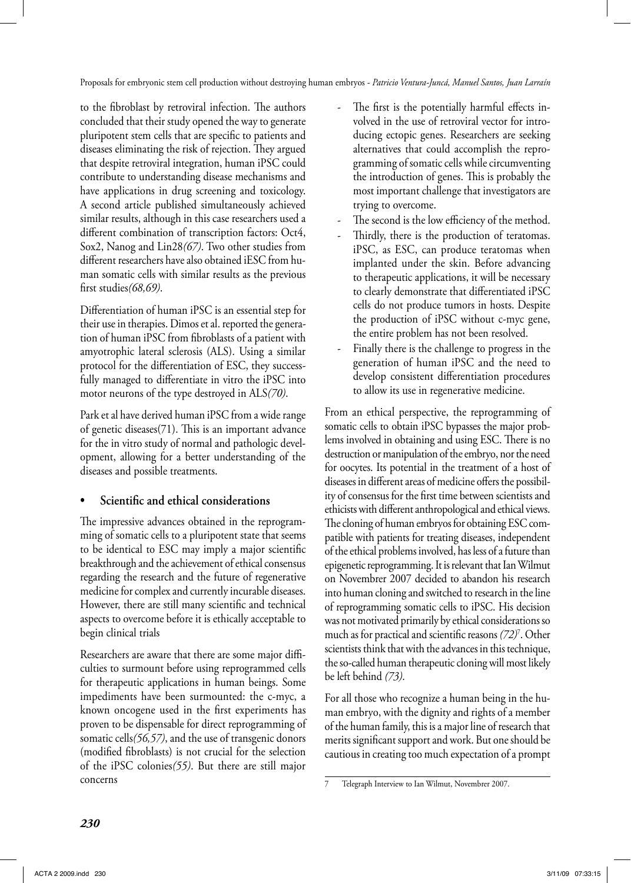to the fibroblast by retroviral infection. The authors concluded that their study opened the way to generate pluripotent stem cells that are specific to patients and diseases eliminating the risk of rejection. They argued that despite retroviral integration, human iPSC could contribute to understanding disease mechanisms and have applications in drug screening and toxicology. A second article published simultaneously achieved similar results, although in this case researchers used a different combination of transcription factors: Oct4, Sox2, Nanog and Lin28*(67)*. Two other studies from different researchers have also obtained iESC from human somatic cells with similar results as the previous first studies*(68,69)*.

Differentiation of human iPSC is an essential step for their use in therapies. Dimos et al. reported the generation of human iPSC from fibroblasts of a patient with amyotrophic lateral sclerosis (ALS). Using a similar protocol for the differentiation of ESC, they successfully managed to differentiate in vitro the iPSC into motor neurons of the type destroyed in ALS*(70)*.

Park et al have derived human iPSC from a wide range of genetic diseases(71). This is an important advance for the in vitro study of normal and pathologic development, allowing for a better understanding of the diseases and possible treatments.

- **Scientific and ethical considerations**

The impressive advances obtained in the reprogramming of somatic cells to a pluripotent state that seems to be identical to ESC may imply a major scientific breakthrough and the achievement of ethical consensus regarding the research and the future of regenerative medicine for complex and currently incurable diseases. However, there are still many scientific and technical aspects to overcome before it is ethically acceptable to begin clinical trials

Researchers are aware that there are some major difficulties to surmount before using reprogrammed cells for therapeutic applications in human beings. Some impediments have been surmounted: the c-myc, a known oncogene used in the first experiments has proven to be dispensable for direct reprogramming of somatic cells*(56,57)*, and the use of transgenic donors (modified fibroblasts) is not crucial for the selection of the iPSC colonies*(55)*. But there are still major concerns

- The first is the potentially harmful effects involved in the use of retroviral vector for introducing ectopic genes. Researchers are seeking alternatives that could accomplish the reprogramming of somatic cells while circumventing the introduction of genes. This is probably the most important challenge that investigators are trying to overcome.
- The second is the low efficiency of the method.
- Thirdly, there is the production of teratomas. iPSC, as ESC, can produce teratomas when implanted under the skin. Before advancing to therapeutic applications, it will be necessary to clearly demonstrate that differentiated iPSC cells do not produce tumors in hosts. Despite the production of iPSC without c-myc gene, the entire problem has not been resolved.
- Finally there is the challenge to progress in the generation of human iPSC and the need to develop consistent differentiation procedures to allow its use in regenerative medicine.

From an ethical perspective, the reprogramming of somatic cells to obtain iPSC bypasses the major problems involved in obtaining and using ESC. There is no destruction or manipulation of the embryo, nor the need for oocytes. Its potential in the treatment of a host of diseases in different areas of medicine offers the possibility of consensus for the first time between scientists and ethicists with different anthropological and ethical views. The cloning of human embryos for obtaining ESC compatible with patients for treating diseases, independent of the ethical problems involved, has less of a future than epigenetic reprogramming. It is relevant that Ian Wilmut on Novembrer 2007 decided to abandon his research into human cloning and switched to research in the line of reprogramming somatic cells to iPSC. His decision was not motivated primarily by ethical considerations so much as for practical and scientific reasons *(72)*[7]. Other scientists think that with the advances in this technique, the so-called human therapeutic cloning will most likely be left behind *(73)*.

For all those who recognize a human being in the human embryo, with the dignity and rights of a member of the human family, this is a major line of research that merits significant support and work. But one should be cautious in creating too much expectation of a prompt

[7] Telegraph Interview to Ian Wilmut, Novembrer 2007.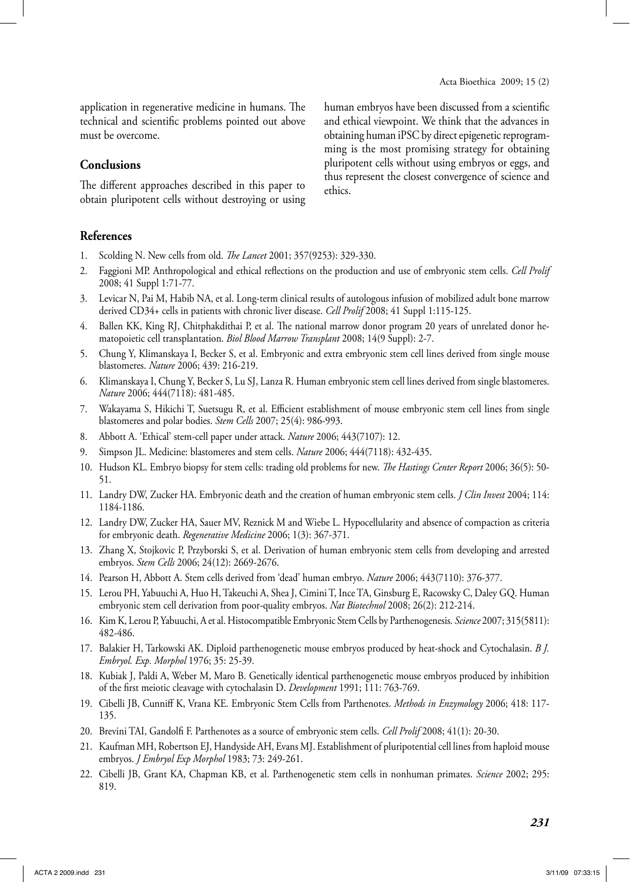application in regenerative medicine in humans. The technical and scientific problems pointed out above must be overcome.

## Conclusions

The different approaches described in this paper to obtain pluripotent cells without destroying or using human embryos have been discussed from a scientific and ethical viewpoint. We think that the advances in obtaining human iPSC by direct epigenetic reprogramming is the most promising strategy for obtaining pluripotent cells without using embryos or eggs, and thus represent the closest convergence of science and ethics.

## References

1. Scolding N. New cells from old. *The Lancet* 2001; 357(9253): 329-330.
2. Faggioni MP. Anthropological and ethical reflections on the production and use of embryonic stem cells. *Cell Prolif* 2008; 41 Suppl 1:71-77.
3. Levicar N, Pai M, Habib NA, et al. Long-term clinical results of autologous infusion of mobilized adult bone marrow derived CD34+ cells in patients with chronic liver disease. *Cell Prolif* 2008; 41 Suppl 1:115-125.
4. Ballen KK, King RJ, Chitphakdithai P, et al. The national marrow donor program 20 years of unrelated donor hematopoietic cell transplantation. *Biol Blood Marrow Transplant* 2008; 14(9 Suppl): 2-7.
5. Chung Y, Klimanskaya I, Becker S, et al. Embryonic and extra embryonic stem cell lines derived from single mouse blastomeres. *Nature* 2006; 439: 216-219.
6. Klimanskaya I, Chung Y, Becker S, Lu SJ, Lanza R. Human embryonic stem cell lines derived from single blastomeres. *Nature* 2006; 444(7118): 481-485.
7. Wakayama S, Hikichi T, Suetsugu R, et al. Efficient establishment of mouse embryonic stem cell lines from single blastomeres and polar bodies. *Stem Cells* 2007; 25(4): 986-993.
8. Abbott A. 'Ethical' stem-cell paper under attack. *Nature* 2006; 443(7107): 12.
9. Simpson JL. Medicine: blastomeres and stem cells. *Nature* 2006; 444(7118): 432-435.
10. Hudson KL. Embryo biopsy for stem cells: trading old problems for new. *The Hastings Center Report* 2006; 36(5): 50-51.
11. Landry DW, Zucker HA. Embryonic death and the creation of human embryonic stem cells. *J Clin Invest* 2004; 114: 1184-1186.
12. Landry DW, Zucker HA, Sauer MV, Reznick M and Wiebe L. Hypocellularity and absence of compaction as criteria for embryonic death. *Regenerative Medicine* 2006; 1(3): 367-371.
13. Zhang X, Stojkovic P, Przyborski S, et al. Derivation of human embryonic stem cells from developing and arrested embryos. *Stem Cells* 2006; 24(12): 2669-2676.
14. Pearson H, Abbott A. Stem cells derived from 'dead' human embryo. *Nature* 2006; 443(7110): 376-377.
15. Lerou PH, Yabuuchi A, Huo H, Takeuchi A, Shea J, Cimini T, Ince TA, Ginsburg E, Racowsky C, Daley GQ. Human embryonic stem cell derivation from poor-quality embryos. *Nat Biotechnol* 2008; 26(2): 212-214.
16. Kim K, Lerou P, Yabuuchi, A et al. Histocompatible Embryonic Stem Cells by Parthenogenesis. *Science* 2007; 315(5811): 482-486.
17. Balakier H, Tarkowski AK. Diploid parthenogenetic mouse embryos produced by heat-shock and Cytochalasin. *B J. Embryol. Exp. Morphol* 1976; 35: 25-39.
18. Kubiak J, Paldi A, Weber M, Maro B. Genetically identical parthenogenetic mouse embryos produced by inhibition of the first meiotic cleavage with cytochalasin D. *Development* 1991; 111: 763-769.
19. Cibelli JB, Cunniff K, Vrana KE. Embryonic Stem Cells from Parthenotes. *Methods in Enzymology* 2006; 418: 117-135.
20. Brevini TAI, Gandolfi F. Parthenotes as a source of embryonic stem cells. *Cell Prolif* 2008; 41(1): 20-30.
21. Kaufman MH, Robertson EJ, Handyside AH, Evans MJ. Establishment of pluripotential cell lines from haploid mouse embryos. *J Embryol Exp Morphol* 1983; 73: 249-261.
22. Cibelli JB, Grant KA, Chapman KB, et al. Parthenogenetic stem cells in nonhuman primates. *Science* 2002; 295: 819.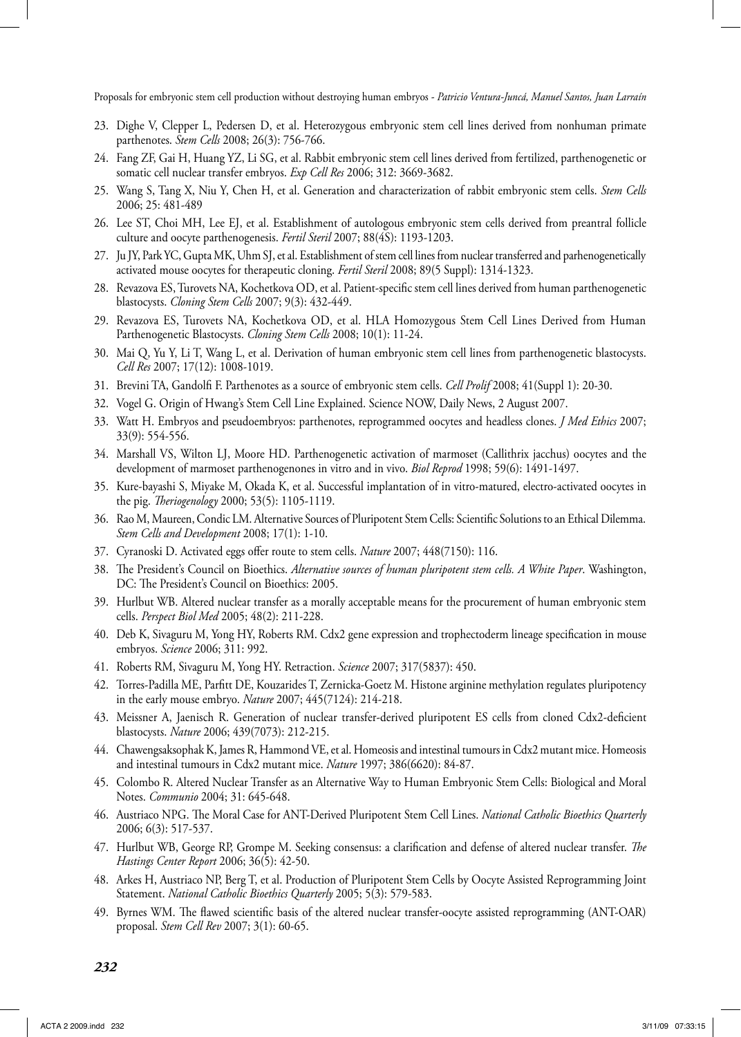23. Dighe V, Clepper L, Pedersen D, et al. Heterozygous embryonic stem cell lines derived from nonhuman primate parthenotes. *Stem Cells* 2008; 26(3): 756-766.
24. Fang ZF, Gai H, Huang YZ, Li SG, et al. Rabbit embryonic stem cell lines derived from fertilized, parthenogenetic or somatic cell nuclear transfer embryos. *Exp Cell Res* 2006; 312: 3669-3682.
25. Wang S, Tang X, Niu Y, Chen H, et al. Generation and characterization of rabbit embryonic stem cells. *Stem Cells* 2006; 25: 481-489
26. Lee ST, Choi MH, Lee EJ, et al. Establishment of autologous embryonic stem cells derived from preantral follicle culture and oocyte parthenogenesis. *Fertil Steril* 2007; 88(4S): 1193-1203.
27. Ju JY, Park YC, Gupta MK, Uhm SJ, et al. Establishment of stem cell lines from nuclear transferred and parhenogenetically activated mouse oocytes for therapeutic cloning. *Fertil Steril* 2008; 89(5 Suppl): 1314-1323.
28. Revazova ES, Turovets NA, Kochetkova OD, et al. Patient-specific stem cell lines derived from human parthenogenetic blastocysts. *Cloning Stem Cells* 2007; 9(3): 432-449.
29. Revazova ES, Turovets NA, Kochetkova OD, et al. HLA Homozygous Stem Cell Lines Derived from Human Parthenogenetic Blastocysts. *Cloning Stem Cells* 2008; 10(1): 11-24.
30. Mai Q, Yu Y, Li T, Wang L, et al. Derivation of human embryonic stem cell lines from parthenogenetic blastocysts. *Cell Res* 2007; 17(12): 1008-1019.
31. Brevini TA, Gandolfi F. Parthenotes as a source of embryonic stem cells. *Cell Prolif* 2008; 41(Suppl 1): 20-30.
32. Vogel G. Origin of Hwang's Stem Cell Line Explained. Science NOW, Daily News, 2 August 2007.
33. Watt H. Embryos and pseudoembryos: parthenotes, reprogrammed oocytes and headless clones. *J Med Ethics* 2007; 33(9): 554-556.
34. Marshall VS, Wilton LJ, Moore HD. Parthenogenetic activation of marmoset (Callithrix jacchus) oocytes and the development of marmoset parthenogenones in vitro and in vivo. *Biol Reprod* 1998; 59(6): 1491-1497.
35. Kure-bayashi S, Miyake M, Okada K, et al. Successful implantation of in vitro-matured, electro-activated oocytes in the pig. *Theriogenology* 2000; 53(5): 1105-1119.
36. Rao M, Maureen, Condic LM. Alternative Sources of Pluripotent Stem Cells: Scientific Solutions to an Ethical Dilemma. *Stem Cells and Development* 2008; 17(1): 1-10.
37. Cyranoski D. Activated eggs offer route to stem cells. *Nature* 2007; 448(7150): 116.
38. The President's Council on Bioethics. *Alternative sources of human pluripotent stem cells. A White Paper*. Washington, DC: The President's Council on Bioethics: 2005.
39. Hurlbut WB. Altered nuclear transfer as a morally acceptable means for the procurement of human embryonic stem cells. *Perspect Biol Med* 2005; 48(2): 211-228.
40. Deb K, Sivaguru M, Yong HY, Roberts RM. Cdx2 gene expression and trophectoderm lineage specification in mouse embryos. *Science* 2006; 311: 992.
41. Roberts RM, Sivaguru M, Yong HY. Retraction. *Science* 2007; 317(5837): 450.
42. Torres-Padilla ME, Parfitt DE, Kouzarides T, Zernicka-Goetz M. Histone arginine methylation regulates pluripotency in the early mouse embryo. *Nature* 2007; 445(7124): 214-218.
43. Meissner A, Jaenisch R. Generation of nuclear transfer-derived pluripotent ES cells from cloned Cdx2-deficient blastocysts. *Nature* 2006; 439(7073): 212-215.
44. Chawengsaksophak K, James R, Hammond VE, et al. Homeosis and intestinal tumours in Cdx2 mutant mice. Homeosis and intestinal tumours in Cdx2 mutant mice. *Nature* 1997; 386(6620): 84-87.
45. Colombo R. Altered Nuclear Transfer as an Alternative Way to Human Embryonic Stem Cells: Biological and Moral Notes. *Communio* 2004; 31: 645-648.
46. Austriaco NPG. The Moral Case for ANT-Derived Pluripotent Stem Cell Lines. *National Catholic Bioethics Quarterly* 2006; 6(3): 517-537.
47. Hurlbut WB, George RP, Grompe M. Seeking consensus: a clarification and defense of altered nuclear transfer. *The Hastings Center Report* 2006; 36(5): 42-50.
48. Arkes H, Austriaco NP, Berg T, et al. Production of Pluripotent Stem Cells by Oocyte Assisted Reprogramming Joint Statement. *National Catholic Bioethics Quarterly* 2005; 5(3): 579-583.
49. Byrnes WM. The flawed scientific basis of the altered nuclear transfer-oocyte assisted reprogramming (ANT-OAR) proposal. *Stem Cell Rev* 2007; 3(1): 60-65.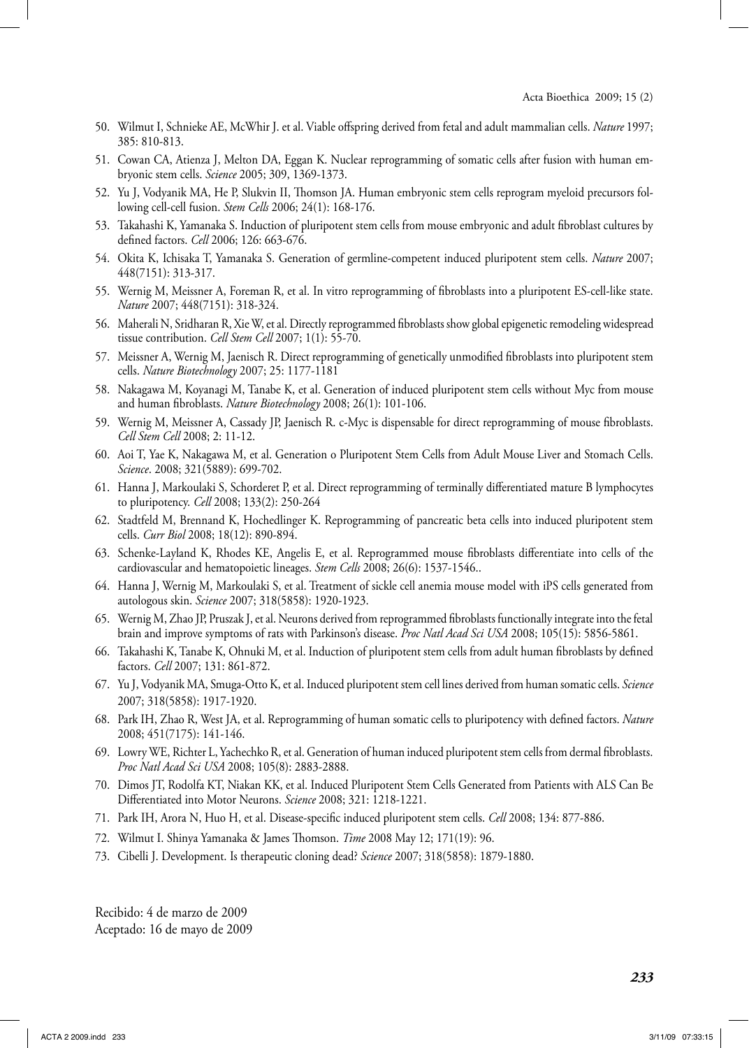50. Wilmut I, Schnieke AE, McWhir J. et al. Viable offspring derived from fetal and adult mammalian cells. *Nature* 1997; 385: 810-813.
51. Cowan CA, Atienza J, Melton DA, Eggan K. Nuclear reprogramming of somatic cells after fusion with human embryonic stem cells. *Science* 2005; 309, 1369-1373.
52. Yu J, Vodyanik MA, He P, Slukvin II, Thomson JA. Human embryonic stem cells reprogram myeloid precursors following cell-cell fusion. *Stem Cells* 2006; 24(1): 168-176.
53. Takahashi K, Yamanaka S. Induction of pluripotent stem cells from mouse embryonic and adult fibroblast cultures by defined factors. *Cell* 2006; 126: 663-676.
54. Okita K, Ichisaka T, Yamanaka S. Generation of germline-competent induced pluripotent stem cells. *Nature* 2007; 448(7151): 313-317.
55. Wernig M, Meissner A, Foreman R, et al. In vitro reprogramming of fibroblasts into a pluripotent ES-cell-like state. *Nature* 2007; 448(7151): 318-324.
56. Maherali N, Sridharan R, Xie W, et al. Directly reprogrammed fibroblasts show global epigenetic remodeling widespread tissue contribution. *Cell Stem Cell* 2007; 1(1): 55-70.
57. Meissner A, Wernig M, Jaenisch R. Direct reprogramming of genetically unmodified fibroblasts into pluripotent stem cells. *Nature Biotechnology* 2007; 25: 1177-1181
58. Nakagawa M, Koyanagi M, Tanabe K, et al. Generation of induced pluripotent stem cells without Myc from mouse and human fibroblasts. *Nature Biotechnology* 2008; 26(1): 101-106.
59. Wernig M, Meissner A, Cassady JP, Jaenisch R. c-Myc is dispensable for direct reprogramming of mouse fibroblasts. *Cell Stem Cell* 2008; 2: 11-12.
60. Aoi T, Yae K, Nakagawa M, et al. Generation o Pluripotent Stem Cells from Adult Mouse Liver and Stomach Cells. *Science*. 2008; 321(5889): 699-702.
61. Hanna J, Markoulaki S, Schorderet P, et al. Direct reprogramming of terminally differentiated mature B lymphocytes to pluripotency. *Cell* 2008; 133(2): 250-264
62. Stadtfeld M, Brennand K, Hochedlinger K. Reprogramming of pancreatic beta cells into induced pluripotent stem cells. *Curr Biol* 2008; 18(12): 890-894.
63. Schenke-Layland K, Rhodes KE, Angelis E, et al. Reprogrammed mouse fibroblasts differentiate into cells of the cardiovascular and hematopoietic lineages. *Stem Cells* 2008; 26(6): 1537-1546..
64. Hanna J, Wernig M, Markoulaki S, et al. Treatment of sickle cell anemia mouse model with iPS cells generated from autologous skin. *Science* 2007; 318(5858): 1920-1923.
65. Wernig M, Zhao JP, Pruszak J, et al. Neurons derived from reprogrammed fibroblasts functionally integrate into the fetal brain and improve symptoms of rats with Parkinson's disease. *Proc Natl Acad Sci USA* 2008; 105(15): 5856-5861.
66. Takahashi K, Tanabe K, Ohnuki M, et al. Induction of pluripotent stem cells from adult human fibroblasts by defined factors. *Cell* 2007; 131: 861-872.
67. Yu J, Vodyanik MA, Smuga-Otto K, et al. Induced pluripotent stem cell lines derived from human somatic cells. *Science* 2007; 318(5858): 1917-1920.
68. Park IH, Zhao R, West JA, et al. Reprogramming of human somatic cells to pluripotency with defined factors. *Nature* 2008; 451(7175): 141-146.
69. Lowry WE, Richter L, Yachechko R, et al. Generation of human induced pluripotent stem cells from dermal fibroblasts. *Proc Natl Acad Sci USA* 2008; 105(8): 2883-2888.
70. Dimos JT, Rodolfa KT, Niakan KK, et al. Induced Pluripotent Stem Cells Generated from Patients with ALS Can Be Differentiated into Motor Neurons. *Science* 2008; 321: 1218-1221.
71. Park IH, Arora N, Huo H, et al. Disease-specific induced pluripotent stem cells. *Cell* 2008; 134: 877-886.
72. Wilmut I. Shinya Yamanaka & James Thomson. *Time* 2008 May 12; 171(19): 96.
73. Cibelli J. Development. Is therapeutic cloning dead? *Science* 2007; 318(5858): 1879-1880.

Recibido: 4 de marzo de 2009
Aceptado: 16 de mayo de 2009